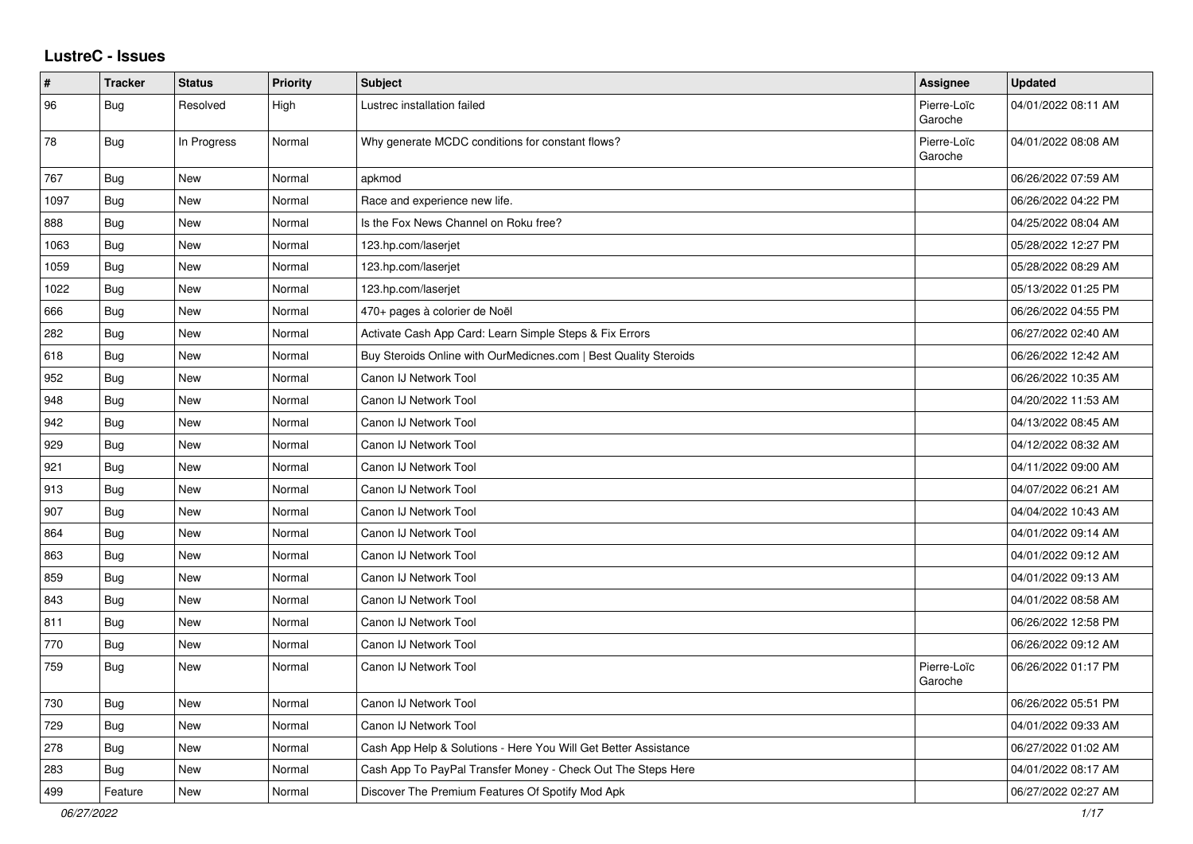## LustreC - Issues

| # | Tracker | Status | Priority | Subject | Assignee | Updated |
|---|---|---|---|---|---|---|
| 96 | Bug | Resolved | High | Lustrec installation failed | Pierre-Loïc Garoche | 04/01/2022 08:11 AM |
| 78 | Bug | In Progress | Normal | Why generate MCDC conditions for constant flows? | Pierre-Loïc Garoche | 04/01/2022 08:08 AM |
| 767 | Bug | New | Normal | apkmod | | 06/26/2022 07:59 AM |
| 1097 | Bug | New | Normal | Race and experience new life. | | 06/26/2022 04:22 PM |
| 888 | Bug | New | Normal | Is the Fox News Channel on Roku free? | | 04/25/2022 08:04 AM |
| 1063 | Bug | New | Normal | 123.hp.com/laserjet | | 05/28/2022 12:27 PM |
| 1059 | Bug | New | Normal | 123.hp.com/laserjet | | 05/28/2022 08:29 AM |
| 1022 | Bug | New | Normal | 123.hp.com/laserjet | | 05/13/2022 01:25 PM |
| 666 | Bug | New | Normal | 470+ pages à colorier de Noël | | 06/26/2022 04:55 PM |
| 282 | Bug | New | Normal | Activate Cash App Card: Learn Simple Steps & Fix Errors | | 06/27/2022 02:40 AM |
| 618 | Bug | New | Normal | Buy Steroids Online with OurMedicnes.com \| Best Quality Steroids | | 06/26/2022 12:42 AM |
| 952 | Bug | New | Normal | Canon IJ Network Tool | | 06/26/2022 10:35 AM |
| 948 | Bug | New | Normal | Canon IJ Network Tool | | 04/20/2022 11:53 AM |
| 942 | Bug | New | Normal | Canon IJ Network Tool | | 04/13/2022 08:45 AM |
| 929 | Bug | New | Normal | Canon IJ Network Tool | | 04/12/2022 08:32 AM |
| 921 | Bug | New | Normal | Canon IJ Network Tool | | 04/11/2022 09:00 AM |
| 913 | Bug | New | Normal | Canon IJ Network Tool | | 04/07/2022 06:21 AM |
| 907 | Bug | New | Normal | Canon IJ Network Tool | | 04/04/2022 10:43 AM |
| 864 | Bug | New | Normal | Canon IJ Network Tool | | 04/01/2022 09:14 AM |
| 863 | Bug | New | Normal | Canon IJ Network Tool | | 04/01/2022 09:12 AM |
| 859 | Bug | New | Normal | Canon IJ Network Tool | | 04/01/2022 09:13 AM |
| 843 | Bug | New | Normal | Canon IJ Network Tool | | 04/01/2022 08:58 AM |
| 811 | Bug | New | Normal | Canon IJ Network Tool | | 06/26/2022 12:58 PM |
| 770 | Bug | New | Normal | Canon IJ Network Tool | | 06/26/2022 09:12 AM |
| 759 | Bug | New | Normal | Canon IJ Network Tool | Pierre-Loïc Garoche | 06/26/2022 01:17 PM |
| 730 | Bug | New | Normal | Canon IJ Network Tool | | 06/26/2022 05:51 PM |
| 729 | Bug | New | Normal | Canon IJ Network Tool | | 04/01/2022 09:33 AM |
| 278 | Bug | New | Normal | Cash App Help & Solutions - Here You Will Get Better Assistance | | 06/27/2022 01:02 AM |
| 283 | Bug | New | Normal | Cash App To PayPal Transfer Money - Check Out The Steps Here | | 04/01/2022 08:17 AM |
| 499 | Feature | New | Normal | Discover The Premium Features Of Spotify Mod Apk | | 06/27/2022 02:27 AM |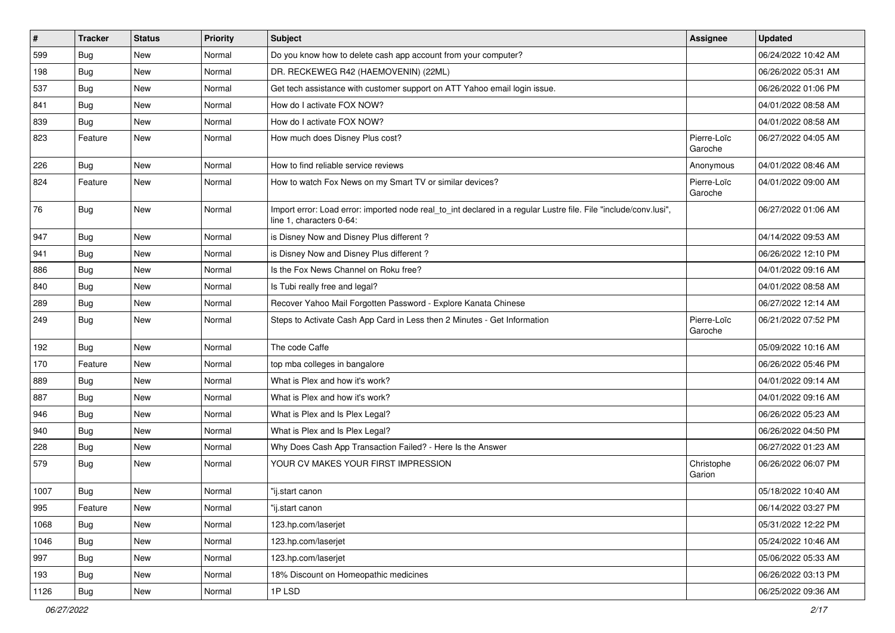| # | Tracker | Status | Priority | Subject | Assignee | Updated |
|---|---|---|---|---|---|---|
| 599 | Bug | New | Normal | Do you know how to delete cash app account from your computer? | | 06/24/2022 10:42 AM |
| 198 | Bug | New | Normal | DR. RECKEWEG R42 (HAEMOVENIN) (22ML) | | 06/26/2022 05:31 AM |
| 537 | Bug | New | Normal | Get tech assistance with customer support on ATT Yahoo email login issue. | | 06/26/2022 01:06 PM |
| 841 | Bug | New | Normal | How do I activate FOX NOW? | | 04/01/2022 08:58 AM |
| 839 | Bug | New | Normal | How do I activate FOX NOW? | | 04/01/2022 08:58 AM |
| 823 | Feature | New | Normal | How much does Disney Plus cost? | Pierre-Loïc Garoche | 06/27/2022 04:05 AM |
| 226 | Bug | New | Normal | How to find reliable service reviews | Anonymous | 04/01/2022 08:46 AM |
| 824 | Feature | New | Normal | How to watch Fox News on my Smart TV or similar devices? | Pierre-Loïc Garoche | 04/01/2022 09:00 AM |
| 76 | Bug | New | Normal | Import error: Load error: imported node real_to_int declared in a regular Lustre file. File "include/conv.lusi", line 1, characters 0-64: | | 06/27/2022 01:06 AM |
| 947 | Bug | New | Normal | is Disney Now and Disney Plus different ? | | 04/14/2022 09:53 AM |
| 941 | Bug | New | Normal | is Disney Now and Disney Plus different ? | | 06/26/2022 12:10 PM |
| 886 | Bug | New | Normal | Is the Fox News Channel on Roku free? | | 04/01/2022 09:16 AM |
| 840 | Bug | New | Normal | Is Tubi really free and legal? | | 04/01/2022 08:58 AM |
| 289 | Bug | New | Normal | Recover Yahoo Mail Forgotten Password - Explore Kanata Chinese | | 06/27/2022 12:14 AM |
| 249 | Bug | New | Normal | Steps to Activate Cash App Card in Less then 2 Minutes - Get Information | Pierre-Loïc Garoche | 06/21/2022 07:52 PM |
| 192 | Bug | New | Normal | The code Caffe | | 05/09/2022 10:16 AM |
| 170 | Feature | New | Normal | top mba colleges in bangalore | | 06/26/2022 05:46 PM |
| 889 | Bug | New | Normal | What is Plex and how it's work? | | 04/01/2022 09:14 AM |
| 887 | Bug | New | Normal | What is Plex and how it's work? | | 04/01/2022 09:16 AM |
| 946 | Bug | New | Normal | What is Plex and Is Plex Legal? | | 06/26/2022 05:23 AM |
| 940 | Bug | New | Normal | What is Plex and Is Plex Legal? | | 06/26/2022 04:50 PM |
| 228 | Bug | New | Normal | Why Does Cash App Transaction Failed? - Here Is the Answer | | 06/27/2022 01:23 AM |
| 579 | Bug | New | Normal | YOUR CV MAKES YOUR FIRST IMPRESSION | Christophe Garion | 06/26/2022 06:07 PM |
| 1007 | Bug | New | Normal | "ij.start canon | | 05/18/2022 10:40 AM |
| 995 | Feature | New | Normal | "ij.start canon | | 06/14/2022 03:27 PM |
| 1068 | Bug | New | Normal | 123.hp.com/laserjet | | 05/31/2022 12:22 PM |
| 1046 | Bug | New | Normal | 123.hp.com/laserjet | | 05/24/2022 10:46 AM |
| 997 | Bug | New | Normal | 123.hp.com/laserjet | | 05/06/2022 05:33 AM |
| 193 | Bug | New | Normal | 18% Discount on Homeopathic medicines | | 06/26/2022 03:13 PM |
| 1126 | Bug | New | Normal | 1P LSD | | 06/25/2022 09:36 AM |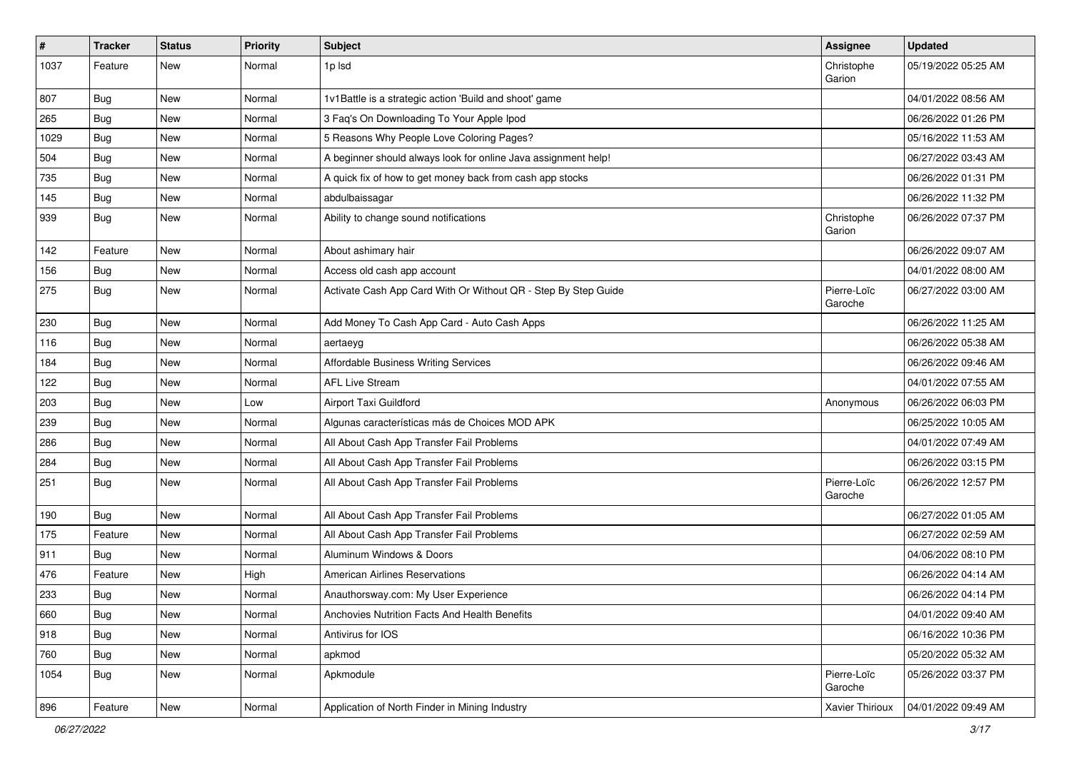| # | Tracker | Status | Priority | Subject | Assignee | Updated |
|---|---|---|---|---|---|---|
| 1037 | Feature | New | Normal | 1p lsd | Christophe Garion | 05/19/2022 05:25 AM |
| 807 | Bug | New | Normal | 1v1Battle is a strategic action 'Build and shoot' game | | 04/01/2022 08:56 AM |
| 265 | Bug | New | Normal | 3 Faq's On Downloading To Your Apple Ipod | | 06/26/2022 01:26 PM |
| 1029 | Bug | New | Normal | 5 Reasons Why People Love Coloring Pages? | | 05/16/2022 11:53 AM |
| 504 | Bug | New | Normal | A beginner should always look for online Java assignment help! | | 06/27/2022 03:43 AM |
| 735 | Bug | New | Normal | A quick fix of how to get money back from cash app stocks | | 06/26/2022 01:31 PM |
| 145 | Bug | New | Normal | abdulbaissagar | | 06/26/2022 11:32 PM |
| 939 | Bug | New | Normal | Ability to change sound notifications | Christophe Garion | 06/26/2022 07:37 PM |
| 142 | Feature | New | Normal | About ashimary hair | | 06/26/2022 09:07 AM |
| 156 | Bug | New | Normal | Access old cash app account | | 04/01/2022 08:00 AM |
| 275 | Bug | New | Normal | Activate Cash App Card With Or Without QR - Step By Step Guide | Pierre-Loïc Garoche | 06/27/2022 03:00 AM |
| 230 | Bug | New | Normal | Add Money To Cash App Card - Auto Cash Apps | | 06/26/2022 11:25 AM |
| 116 | Bug | New | Normal | aertaeyg | | 06/26/2022 05:38 AM |
| 184 | Bug | New | Normal | Affordable Business Writing Services | | 06/26/2022 09:46 AM |
| 122 | Bug | New | Normal | AFL Live Stream | | 04/01/2022 07:55 AM |
| 203 | Bug | New | Low | Airport Taxi Guildford | Anonymous | 06/26/2022 06:03 PM |
| 239 | Bug | New | Normal | Algunas características más de Choices MOD APK | | 06/25/2022 10:05 AM |
| 286 | Bug | New | Normal | All About Cash App Transfer Fail Problems | | 04/01/2022 07:49 AM |
| 284 | Bug | New | Normal | All About Cash App Transfer Fail Problems | | 06/26/2022 03:15 PM |
| 251 | Bug | New | Normal | All About Cash App Transfer Fail Problems | Pierre-Loïc Garoche | 06/26/2022 12:57 PM |
| 190 | Bug | New | Normal | All About Cash App Transfer Fail Problems | | 06/27/2022 01:05 AM |
| 175 | Feature | New | Normal | All About Cash App Transfer Fail Problems | | 06/27/2022 02:59 AM |
| 911 | Bug | New | Normal | Aluminum Windows & Doors | | 04/06/2022 08:10 PM |
| 476 | Feature | New | High | American Airlines Reservations | | 06/26/2022 04:14 AM |
| 233 | Bug | New | Normal | Anauthorsway.com: My User Experience | | 06/26/2022 04:14 PM |
| 660 | Bug | New | Normal | Anchovies Nutrition Facts And Health Benefits | | 04/01/2022 09:40 AM |
| 918 | Bug | New | Normal | Antivirus for IOS | | 06/16/2022 10:36 PM |
| 760 | Bug | New | Normal | apkmod | | 05/20/2022 05:32 AM |
| 1054 | Bug | New | Normal | Apkmodule | Pierre-Loïc Garoche | 05/26/2022 03:37 PM |
| 896 | Feature | New | Normal | Application of North Finder in Mining Industry | Xavier Thirioux | 04/01/2022 09:49 AM |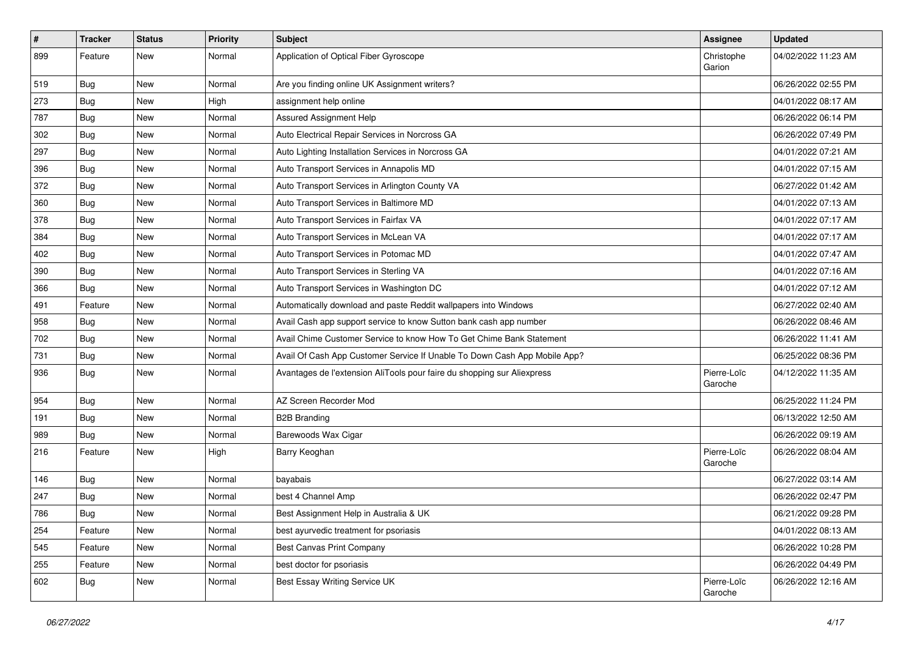| # | Tracker | Status | Priority | Subject | Assignee | Updated |
|---|---|---|---|---|---|---|
| 899 | Feature | New | Normal | Application of Optical Fiber Gyroscope | Christophe Garion | 04/02/2022 11:23 AM |
| 519 | Bug | New | Normal | Are you finding online UK Assignment writers? | | 06/26/2022 02:55 PM |
| 273 | Bug | New | High | assignment help online | | 04/01/2022 08:17 AM |
| 787 | Bug | New | Normal | Assured Assignment Help | | 06/26/2022 06:14 PM |
| 302 | Bug | New | Normal | Auto Electrical Repair Services in Norcross GA | | 06/26/2022 07:49 PM |
| 297 | Bug | New | Normal | Auto Lighting Installation Services in Norcross GA | | 04/01/2022 07:21 AM |
| 396 | Bug | New | Normal | Auto Transport Services in Annapolis MD | | 04/01/2022 07:15 AM |
| 372 | Bug | New | Normal | Auto Transport Services in Arlington County VA | | 06/27/2022 01:42 AM |
| 360 | Bug | New | Normal | Auto Transport Services in Baltimore MD | | 04/01/2022 07:13 AM |
| 378 | Bug | New | Normal | Auto Transport Services in Fairfax VA | | 04/01/2022 07:17 AM |
| 384 | Bug | New | Normal | Auto Transport Services in McLean VA | | 04/01/2022 07:17 AM |
| 402 | Bug | New | Normal | Auto Transport Services in Potomac MD | | 04/01/2022 07:47 AM |
| 390 | Bug | New | Normal | Auto Transport Services in Sterling VA | | 04/01/2022 07:16 AM |
| 366 | Bug | New | Normal | Auto Transport Services in Washington DC | | 04/01/2022 07:12 AM |
| 491 | Feature | New | Normal | Automatically download and paste Reddit wallpapers into Windows | | 06/27/2022 02:40 AM |
| 958 | Bug | New | Normal | Avail Cash app support service to know Sutton bank cash app number | | 06/26/2022 08:46 AM |
| 702 | Bug | New | Normal | Avail Chime Customer Service to know How To Get Chime Bank Statement | | 06/26/2022 11:41 AM |
| 731 | Bug | New | Normal | Avail Of Cash App Customer Service If Unable To Down Cash App Mobile App? | | 06/25/2022 08:36 PM |
| 936 | Bug | New | Normal | Avantages de l'extension AliTools pour faire du shopping sur Aliexpress | Pierre-Loïc Garoche | 04/12/2022 11:35 AM |
| 954 | Bug | New | Normal | AZ Screen Recorder Mod | | 06/25/2022 11:24 PM |
| 191 | Bug | New | Normal | B2B Branding | | 06/13/2022 12:50 AM |
| 989 | Bug | New | Normal | Barewoods Wax Cigar | | 06/26/2022 09:19 AM |
| 216 | Feature | New | High | Barry Keoghan | Pierre-Loïc Garoche | 06/26/2022 08:04 AM |
| 146 | Bug | New | Normal | bayabais | | 06/27/2022 03:14 AM |
| 247 | Bug | New | Normal | best 4 Channel Amp | | 06/26/2022 02:47 PM |
| 786 | Bug | New | Normal | Best Assignment Help in Australia & UK | | 06/21/2022 09:28 PM |
| 254 | Feature | New | Normal | best ayurvedic treatment for psoriasis | | 04/01/2022 08:13 AM |
| 545 | Feature | New | Normal | Best Canvas Print Company | | 06/26/2022 10:28 PM |
| 255 | Feature | New | Normal | best doctor for psoriasis | | 06/26/2022 04:49 PM |
| 602 | Bug | New | Normal | Best Essay Writing Service UK | Pierre-Loïc Garoche | 06/26/2022 12:16 AM |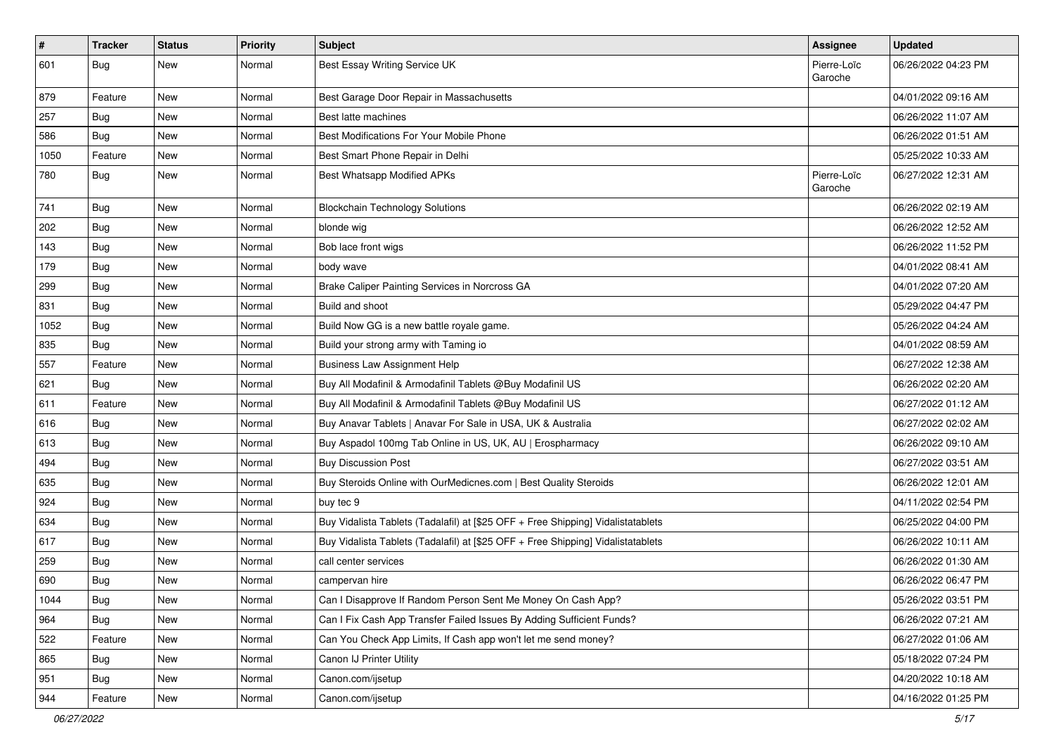| # | Tracker | Status | Priority | Subject | Assignee | Updated |
|---|---|---|---|---|---|---|
| 601 | Bug | New | Normal | Best Essay Writing Service UK | Pierre-Loïc Garoche | 06/26/2022 04:23 PM |
| 879 | Feature | New | Normal | Best Garage Door Repair in Massachusetts | | 04/01/2022 09:16 AM |
| 257 | Bug | New | Normal | Best latte machines | | 06/26/2022 11:07 AM |
| 586 | Bug | New | Normal | Best Modifications For Your Mobile Phone | | 06/26/2022 01:51 AM |
| 1050 | Feature | New | Normal | Best Smart Phone Repair in Delhi | | 05/25/2022 10:33 AM |
| 780 | Bug | New | Normal | Best Whatsapp Modified APKs | Pierre-Loïc Garoche | 06/27/2022 12:31 AM |
| 741 | Bug | New | Normal | Blockchain Technology Solutions | | 06/26/2022 02:19 AM |
| 202 | Bug | New | Normal | blonde wig | | 06/26/2022 12:52 AM |
| 143 | Bug | New | Normal | Bob lace front wigs | | 06/26/2022 11:52 PM |
| 179 | Bug | New | Normal | body wave | | 04/01/2022 08:41 AM |
| 299 | Bug | New | Normal | Brake Caliper Painting Services in Norcross GA | | 04/01/2022 07:20 AM |
| 831 | Bug | New | Normal | Build and shoot | | 05/29/2022 04:47 PM |
| 1052 | Bug | New | Normal | Build Now GG is a new battle royale game. | | 05/26/2022 04:24 AM |
| 835 | Bug | New | Normal | Build your strong army with Taming io | | 04/01/2022 08:59 AM |
| 557 | Feature | New | Normal | Business Law Assignment Help | | 06/27/2022 12:38 AM |
| 621 | Bug | New | Normal | Buy All Modafinil & Armodafinil Tablets @Buy Modafinil US | | 06/26/2022 02:20 AM |
| 611 | Feature | New | Normal | Buy All Modafinil & Armodafinil Tablets @Buy Modafinil US | | 06/27/2022 01:12 AM |
| 616 | Bug | New | Normal | Buy Anavar Tablets \| Anavar For Sale in USA, UK & Australia | | 06/27/2022 02:02 AM |
| 613 | Bug | New | Normal | Buy Aspadol 100mg Tab Online in US, UK, AU \| Erospharmacy | | 06/26/2022 09:10 AM |
| 494 | Bug | New | Normal | Buy Discussion Post | | 06/27/2022 03:51 AM |
| 635 | Bug | New | Normal | Buy Steroids Online with OurMedicnes.com \| Best Quality Steroids | | 06/26/2022 12:01 AM |
| 924 | Bug | New | Normal | buy tec 9 | | 04/11/2022 02:54 PM |
| 634 | Bug | New | Normal | Buy Vidalista Tablets (Tadalafil) at [$25 OFF + Free Shipping] Vidalistatablets | | 06/25/2022 04:00 PM |
| 617 | Bug | New | Normal | Buy Vidalista Tablets (Tadalafil) at [$25 OFF + Free Shipping] Vidalistatablets | | 06/26/2022 10:11 AM |
| 259 | Bug | New | Normal | call center services | | 06/26/2022 01:30 AM |
| 690 | Bug | New | Normal | campervan hire | | 06/26/2022 06:47 PM |
| 1044 | Bug | New | Normal | Can I Disapprove If Random Person Sent Me Money On Cash App? | | 05/26/2022 03:51 PM |
| 964 | Bug | New | Normal | Can I Fix Cash App Transfer Failed Issues By Adding Sufficient Funds? | | 06/26/2022 07:21 AM |
| 522 | Feature | New | Normal | Can You Check App Limits, If Cash app won't let me send money? | | 06/27/2022 01:06 AM |
| 865 | Bug | New | Normal | Canon IJ Printer Utility | | 05/18/2022 07:24 PM |
| 951 | Bug | New | Normal | Canon.com/ijsetup | | 04/20/2022 10:18 AM |
| 944 | Feature | New | Normal | Canon.com/ijsetup | | 04/16/2022 01:25 PM |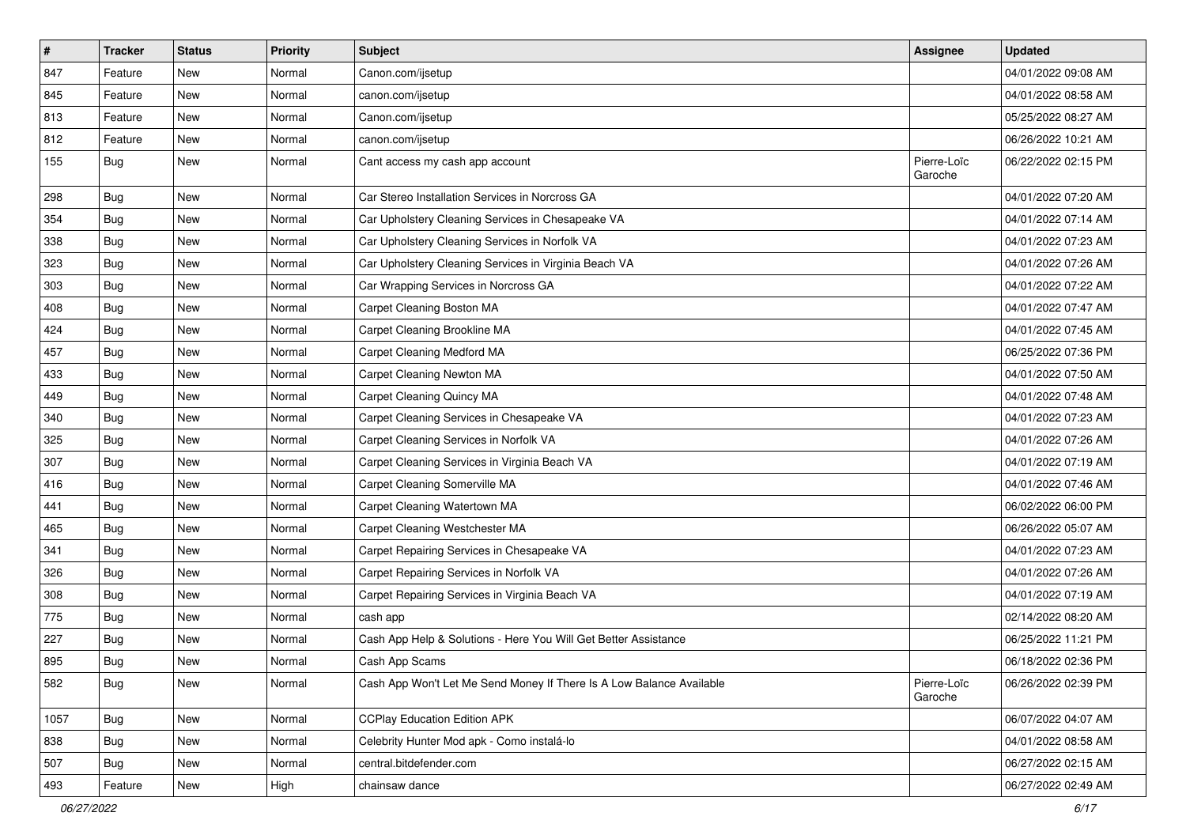| # | Tracker | Status | Priority | Subject | Assignee | Updated |
|---|---|---|---|---|---|---|
| 847 | Feature | New | Normal | Canon.com/ijsetup | | 04/01/2022 09:08 AM |
| 845 | Feature | New | Normal | canon.com/ijsetup | | 04/01/2022 08:58 AM |
| 813 | Feature | New | Normal | Canon.com/ijsetup | | 05/25/2022 08:27 AM |
| 812 | Feature | New | Normal | canon.com/ijsetup | | 06/26/2022 10:21 AM |
| 155 | Bug | New | Normal | Cant access my cash app account | Pierre-Loïc Garoche | 06/22/2022 02:15 PM |
| 298 | Bug | New | Normal | Car Stereo Installation Services in Norcross GA | | 04/01/2022 07:20 AM |
| 354 | Bug | New | Normal | Car Upholstery Cleaning Services in Chesapeake VA | | 04/01/2022 07:14 AM |
| 338 | Bug | New | Normal | Car Upholstery Cleaning Services in Norfolk VA | | 04/01/2022 07:23 AM |
| 323 | Bug | New | Normal | Car Upholstery Cleaning Services in Virginia Beach VA | | 04/01/2022 07:26 AM |
| 303 | Bug | New | Normal | Car Wrapping Services in Norcross GA | | 04/01/2022 07:22 AM |
| 408 | Bug | New | Normal | Carpet Cleaning Boston MA | | 04/01/2022 07:47 AM |
| 424 | Bug | New | Normal | Carpet Cleaning Brookline MA | | 04/01/2022 07:45 AM |
| 457 | Bug | New | Normal | Carpet Cleaning Medford MA | | 06/25/2022 07:36 PM |
| 433 | Bug | New | Normal | Carpet Cleaning Newton MA | | 04/01/2022 07:50 AM |
| 449 | Bug | New | Normal | Carpet Cleaning Quincy MA | | 04/01/2022 07:48 AM |
| 340 | Bug | New | Normal | Carpet Cleaning Services in Chesapeake VA | | 04/01/2022 07:23 AM |
| 325 | Bug | New | Normal | Carpet Cleaning Services in Norfolk VA | | 04/01/2022 07:26 AM |
| 307 | Bug | New | Normal | Carpet Cleaning Services in Virginia Beach VA | | 04/01/2022 07:19 AM |
| 416 | Bug | New | Normal | Carpet Cleaning Somerville MA | | 04/01/2022 07:46 AM |
| 441 | Bug | New | Normal | Carpet Cleaning Watertown MA | | 06/02/2022 06:00 PM |
| 465 | Bug | New | Normal | Carpet Cleaning Westchester MA | | 06/26/2022 05:07 AM |
| 341 | Bug | New | Normal | Carpet Repairing Services in Chesapeake VA | | 04/01/2022 07:23 AM |
| 326 | Bug | New | Normal | Carpet Repairing Services in Norfolk VA | | 04/01/2022 07:26 AM |
| 308 | Bug | New | Normal | Carpet Repairing Services in Virginia Beach VA | | 04/01/2022 07:19 AM |
| 775 | Bug | New | Normal | cash app | | 02/14/2022 08:20 AM |
| 227 | Bug | New | Normal | Cash App Help & Solutions - Here You Will Get Better Assistance | | 06/25/2022 11:21 PM |
| 895 | Bug | New | Normal | Cash App Scams | | 06/18/2022 02:36 PM |
| 582 | Bug | New | Normal | Cash App Won't Let Me Send Money If There Is A Low Balance Available | Pierre-Loïc Garoche | 06/26/2022 02:39 PM |
| 1057 | Bug | New | Normal | CCPlay Education Edition APK | | 06/07/2022 04:07 AM |
| 838 | Bug | New | Normal | Celebrity Hunter Mod apk - Como instalá-lo | | 04/01/2022 08:58 AM |
| 507 | Bug | New | Normal | central.bitdefender.com | | 06/27/2022 02:15 AM |
| 493 | Feature | New | High | chainsaw dance | | 06/27/2022 02:49 AM |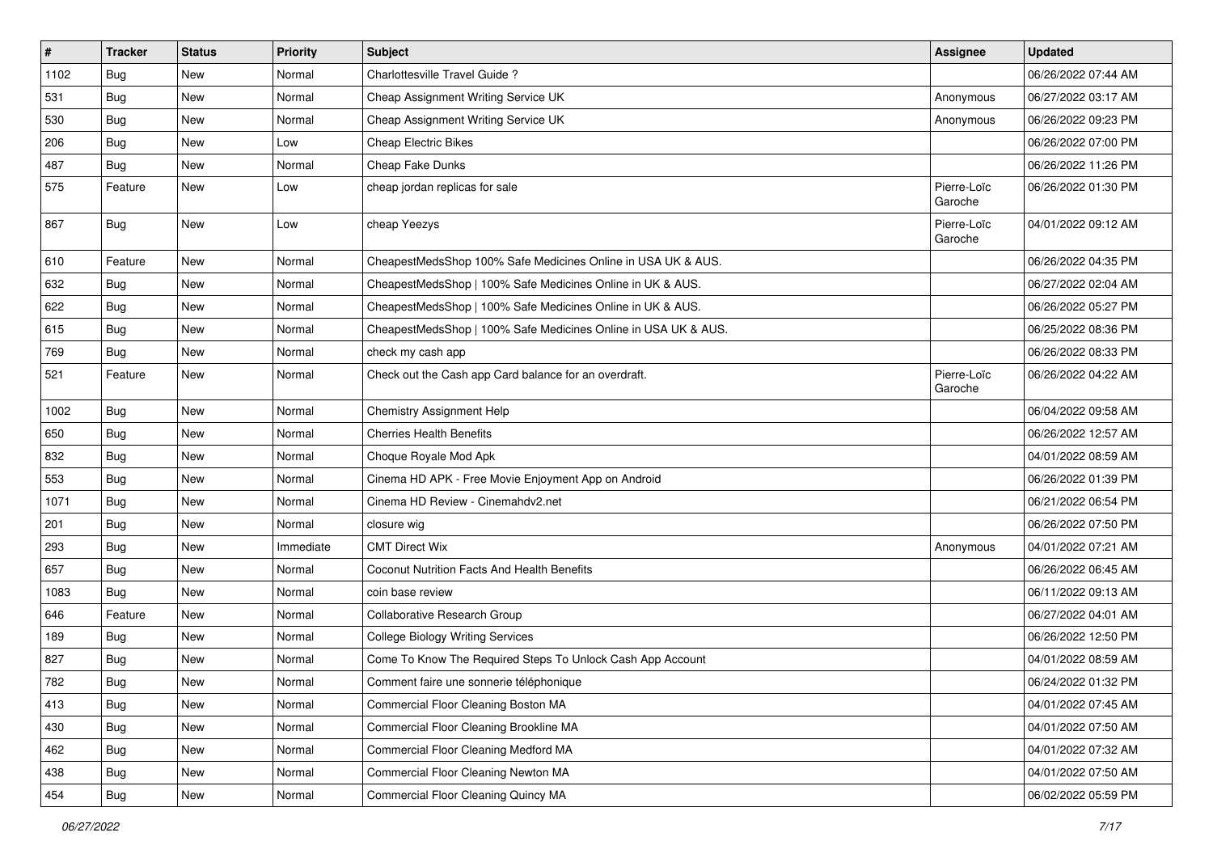| # | Tracker | Status | Priority | Subject | Assignee | Updated |
|---|---|---|---|---|---|---|
| 1102 | Bug | New | Normal | Charlottesville Travel Guide ? | | 06/26/2022 07:44 AM |
| 531 | Bug | New | Normal | Cheap Assignment Writing Service UK | Anonymous | 06/27/2022 03:17 AM |
| 530 | Bug | New | Normal | Cheap Assignment Writing Service UK | Anonymous | 06/26/2022 09:23 PM |
| 206 | Bug | New | Low | Cheap Electric Bikes | | 06/26/2022 07:00 PM |
| 487 | Bug | New | Normal | Cheap Fake Dunks | | 06/26/2022 11:26 PM |
| 575 | Feature | New | Low | cheap jordan replicas for sale | Pierre-Loïc Garoche | 06/26/2022 01:30 PM |
| 867 | Bug | New | Low | cheap Yeezys | Pierre-Loïc Garoche | 04/01/2022 09:12 AM |
| 610 | Feature | New | Normal | CheapestMedsShop 100% Safe Medicines Online in USA UK & AUS. | | 06/26/2022 04:35 PM |
| 632 | Bug | New | Normal | CheapestMedsShop \| 100% Safe Medicines Online in UK & AUS. | | 06/27/2022 02:04 AM |
| 622 | Bug | New | Normal | CheapestMedsShop \| 100% Safe Medicines Online in UK & AUS. | | 06/26/2022 05:27 PM |
| 615 | Bug | New | Normal | CheapestMedsShop \| 100% Safe Medicines Online in USA UK & AUS. | | 06/25/2022 08:36 PM |
| 769 | Bug | New | Normal | check my cash app | | 06/26/2022 08:33 PM |
| 521 | Feature | New | Normal | Check out the Cash app Card balance for an overdraft. | Pierre-Loïc Garoche | 06/26/2022 04:22 AM |
| 1002 | Bug | New | Normal | Chemistry Assignment Help | | 06/04/2022 09:58 AM |
| 650 | Bug | New | Normal | Cherries Health Benefits | | 06/26/2022 12:57 AM |
| 832 | Bug | New | Normal | Choque Royale Mod Apk | | 04/01/2022 08:59 AM |
| 553 | Bug | New | Normal | Cinema HD APK - Free Movie Enjoyment App on Android | | 06/26/2022 01:39 PM |
| 1071 | Bug | New | Normal | Cinema HD Review - Cinemahdv2.net | | 06/21/2022 06:54 PM |
| 201 | Bug | New | Normal | closure wig | | 06/26/2022 07:50 PM |
| 293 | Bug | New | Immediate | CMT Direct Wix | Anonymous | 04/01/2022 07:21 AM |
| 657 | Bug | New | Normal | Coconut Nutrition Facts And Health Benefits | | 06/26/2022 06:45 AM |
| 1083 | Bug | New | Normal | coin base review | | 06/11/2022 09:13 AM |
| 646 | Feature | New | Normal | Collaborative Research Group | | 06/27/2022 04:01 AM |
| 189 | Bug | New | Normal | College Biology Writing Services | | 06/26/2022 12:50 PM |
| 827 | Bug | New | Normal | Come To Know The Required Steps To Unlock Cash App Account | | 04/01/2022 08:59 AM |
| 782 | Bug | New | Normal | Comment faire une sonnerie téléphonique | | 06/24/2022 01:32 PM |
| 413 | Bug | New | Normal | Commercial Floor Cleaning Boston MA | | 04/01/2022 07:45 AM |
| 430 | Bug | New | Normal | Commercial Floor Cleaning Brookline MA | | 04/01/2022 07:50 AM |
| 462 | Bug | New | Normal | Commercial Floor Cleaning Medford MA | | 04/01/2022 07:32 AM |
| 438 | Bug | New | Normal | Commercial Floor Cleaning Newton MA | | 04/01/2022 07:50 AM |
| 454 | Bug | New | Normal | Commercial Floor Cleaning Quincy MA | | 06/02/2022 05:59 PM |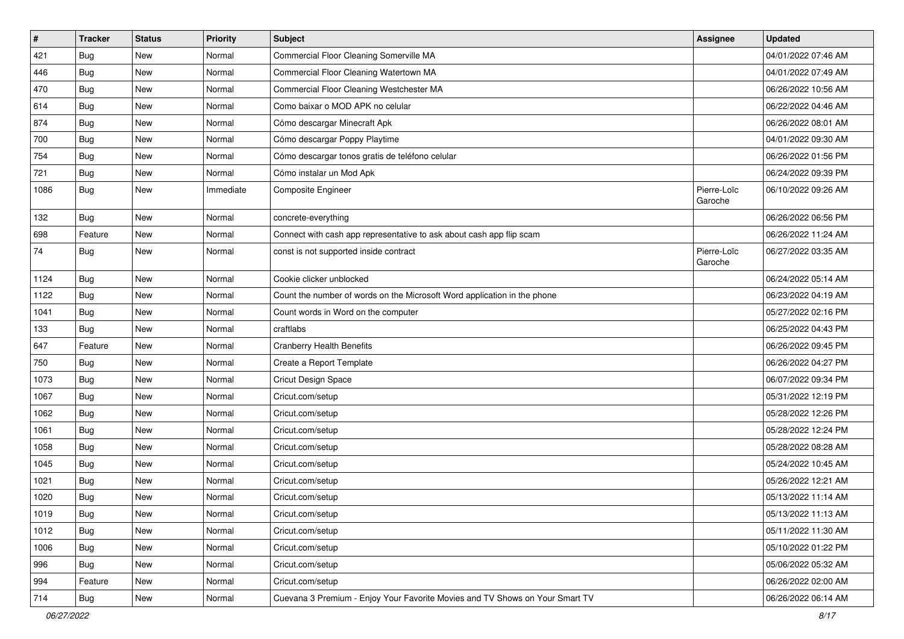| # | Tracker | Status | Priority | Subject | Assignee | Updated |
|---|---|---|---|---|---|---|
| 421 | Bug | New | Normal | Commercial Floor Cleaning Somerville MA | | 04/01/2022 07:46 AM |
| 446 | Bug | New | Normal | Commercial Floor Cleaning Watertown MA | | 04/01/2022 07:49 AM |
| 470 | Bug | New | Normal | Commercial Floor Cleaning Westchester MA | | 06/26/2022 10:56 AM |
| 614 | Bug | New | Normal | Como baixar o MOD APK no celular | | 06/22/2022 04:46 AM |
| 874 | Bug | New | Normal | Cómo descargar Minecraft Apk | | 06/26/2022 08:01 AM |
| 700 | Bug | New | Normal | Cómo descargar Poppy Playtime | | 04/01/2022 09:30 AM |
| 754 | Bug | New | Normal | Cómo descargar tonos gratis de teléfono celular | | 06/26/2022 01:56 PM |
| 721 | Bug | New | Normal | Cómo instalar un Mod Apk | | 06/24/2022 09:39 PM |
| 1086 | Bug | New | Immediate | Composite Engineer | Pierre-Loïc Garoche | 06/10/2022 09:26 AM |
| 132 | Bug | New | Normal | concrete-everything | | 06/26/2022 06:56 PM |
| 698 | Feature | New | Normal | Connect with cash app representative to ask about cash app flip scam | | 06/26/2022 11:24 AM |
| 74 | Bug | New | Normal | const is not supported inside contract | Pierre-Loïc Garoche | 06/27/2022 03:35 AM |
| 1124 | Bug | New | Normal | Cookie clicker unblocked | | 06/24/2022 05:14 AM |
| 1122 | Bug | New | Normal | Count the number of words on the Microsoft Word application in the phone | | 06/23/2022 04:19 AM |
| 1041 | Bug | New | Normal | Count words in Word on the computer | | 05/27/2022 02:16 PM |
| 133 | Bug | New | Normal | craftlabs | | 06/25/2022 04:43 PM |
| 647 | Feature | New | Normal | Cranberry Health Benefits | | 06/26/2022 09:45 PM |
| 750 | Bug | New | Normal | Create a Report Template | | 06/26/2022 04:27 PM |
| 1073 | Bug | New | Normal | Cricut Design Space | | 06/07/2022 09:34 PM |
| 1067 | Bug | New | Normal | Cricut.com/setup | | 05/31/2022 12:19 PM |
| 1062 | Bug | New | Normal | Cricut.com/setup | | 05/28/2022 12:26 PM |
| 1061 | Bug | New | Normal | Cricut.com/setup | | 05/28/2022 12:24 PM |
| 1058 | Bug | New | Normal | Cricut.com/setup | | 05/28/2022 08:28 AM |
| 1045 | Bug | New | Normal | Cricut.com/setup | | 05/24/2022 10:45 AM |
| 1021 | Bug | New | Normal | Cricut.com/setup | | 05/26/2022 12:21 AM |
| 1020 | Bug | New | Normal | Cricut.com/setup | | 05/13/2022 11:14 AM |
| 1019 | Bug | New | Normal | Cricut.com/setup | | 05/13/2022 11:13 AM |
| 1012 | Bug | New | Normal | Cricut.com/setup | | 05/11/2022 11:30 AM |
| 1006 | Bug | New | Normal | Cricut.com/setup | | 05/10/2022 01:22 PM |
| 996 | Bug | New | Normal | Cricut.com/setup | | 05/06/2022 05:32 AM |
| 994 | Feature | New | Normal | Cricut.com/setup | | 06/26/2022 02:00 AM |
| 714 | Bug | New | Normal | Cuevana 3 Premium - Enjoy Your Favorite Movies and TV Shows on Your Smart TV | | 06/26/2022 06:14 AM |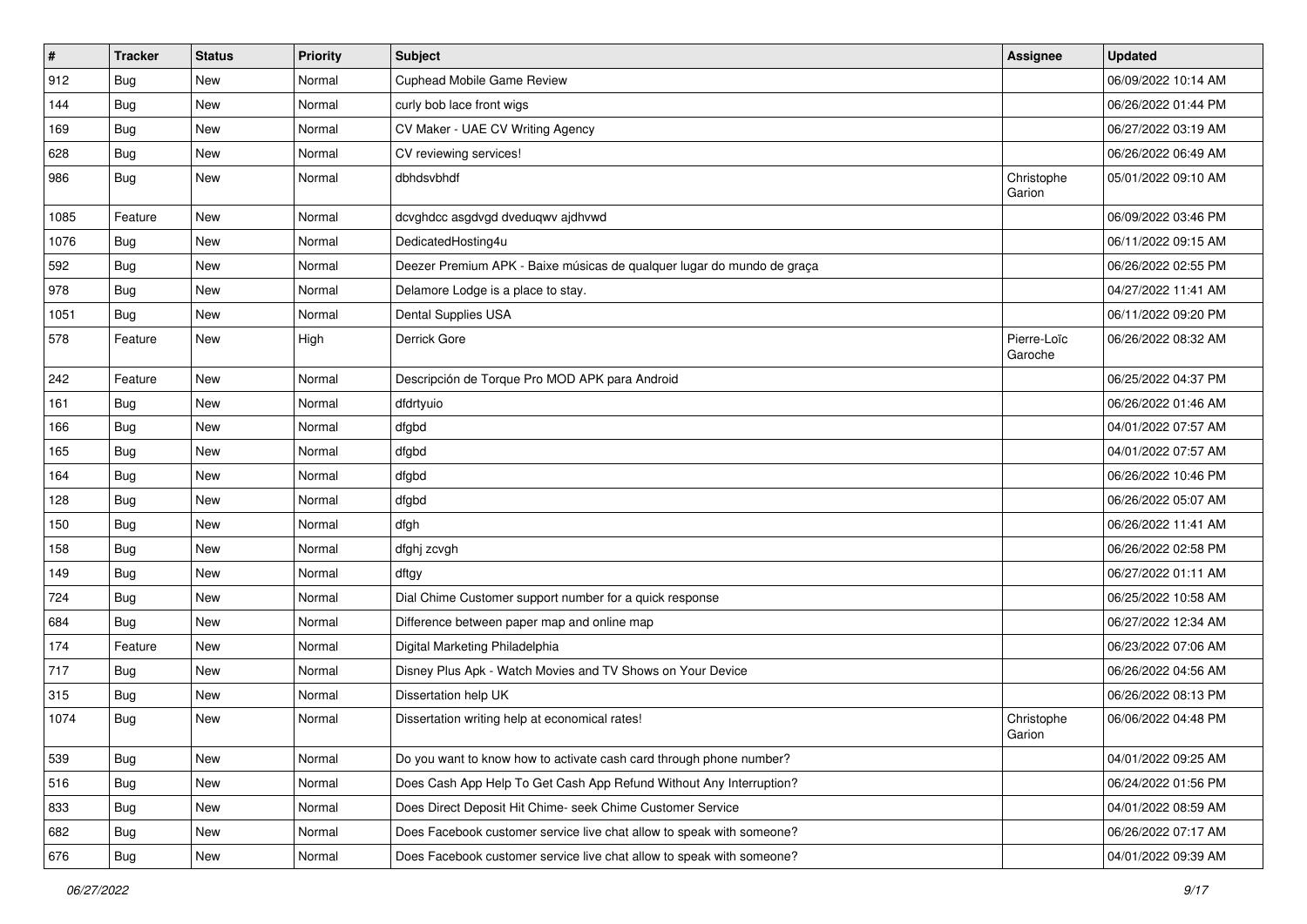| # | Tracker | Status | Priority | Subject | Assignee | Updated |
|---|---|---|---|---|---|---|
| 912 | Bug | New | Normal | Cuphead Mobile Game Review | | 06/09/2022 10:14 AM |
| 144 | Bug | New | Normal | curly bob lace front wigs | | 06/26/2022 01:44 PM |
| 169 | Bug | New | Normal | CV Maker - UAE CV Writing Agency | | 06/27/2022 03:19 AM |
| 628 | Bug | New | Normal | CV reviewing services! | | 06/26/2022 06:49 AM |
| 986 | Bug | New | Normal | dbhdsvbhdf | Christophe Garion | 05/01/2022 09:10 AM |
| 1085 | Feature | New | Normal | dcvghdcc asgdvgd dveduqwv ajdhvwd | | 06/09/2022 03:46 PM |
| 1076 | Bug | New | Normal | DedicatedHosting4u | | 06/11/2022 09:15 AM |
| 592 | Bug | New | Normal | Deezer Premium APK - Baixe músicas de qualquer lugar do mundo de graça | | 06/26/2022 02:55 PM |
| 978 | Bug | New | Normal | Delamore Lodge is a place to stay. | | 04/27/2022 11:41 AM |
| 1051 | Bug | New | Normal | Dental Supplies USA | | 06/11/2022 09:20 PM |
| 578 | Feature | New | High | Derrick Gore | Pierre-Loïc Garoche | 06/26/2022 08:32 AM |
| 242 | Feature | New | Normal | Descripción de Torque Pro MOD APK para Android | | 06/25/2022 04:37 PM |
| 161 | Bug | New | Normal | dfdrtyuio | | 06/26/2022 01:46 AM |
| 166 | Bug | New | Normal | dfgbd | | 04/01/2022 07:57 AM |
| 165 | Bug | New | Normal | dfgbd | | 04/01/2022 07:57 AM |
| 164 | Bug | New | Normal | dfgbd | | 06/26/2022 10:46 PM |
| 128 | Bug | New | Normal | dfgbd | | 06/26/2022 05:07 AM |
| 150 | Bug | New | Normal | dfgh | | 06/26/2022 11:41 AM |
| 158 | Bug | New | Normal | dfghj zcvgh | | 06/26/2022 02:58 PM |
| 149 | Bug | New | Normal | dftgy | | 06/27/2022 01:11 AM |
| 724 | Bug | New | Normal | Dial Chime Customer support number for a quick response | | 06/25/2022 10:58 AM |
| 684 | Bug | New | Normal | Difference between paper map and online map | | 06/27/2022 12:34 AM |
| 174 | Feature | New | Normal | Digital Marketing Philadelphia | | 06/23/2022 07:06 AM |
| 717 | Bug | New | Normal | Disney Plus Apk - Watch Movies and TV Shows on Your Device | | 06/26/2022 04:56 AM |
| 315 | Bug | New | Normal | Dissertation help UK | | 06/26/2022 08:13 PM |
| 1074 | Bug | New | Normal | Dissertation writing help at economical rates! | Christophe Garion | 06/06/2022 04:48 PM |
| 539 | Bug | New | Normal | Do you want to know how to activate cash card through phone number? | | 04/01/2022 09:25 AM |
| 516 | Bug | New | Normal | Does Cash App Help To Get Cash App Refund Without Any Interruption? | | 06/24/2022 01:56 PM |
| 833 | Bug | New | Normal | Does Direct Deposit Hit Chime- seek Chime Customer Service | | 04/01/2022 08:59 AM |
| 682 | Bug | New | Normal | Does Facebook customer service live chat allow to speak with someone? | | 06/26/2022 07:17 AM |
| 676 | Bug | New | Normal | Does Facebook customer service live chat allow to speak with someone? | | 04/01/2022 09:39 AM |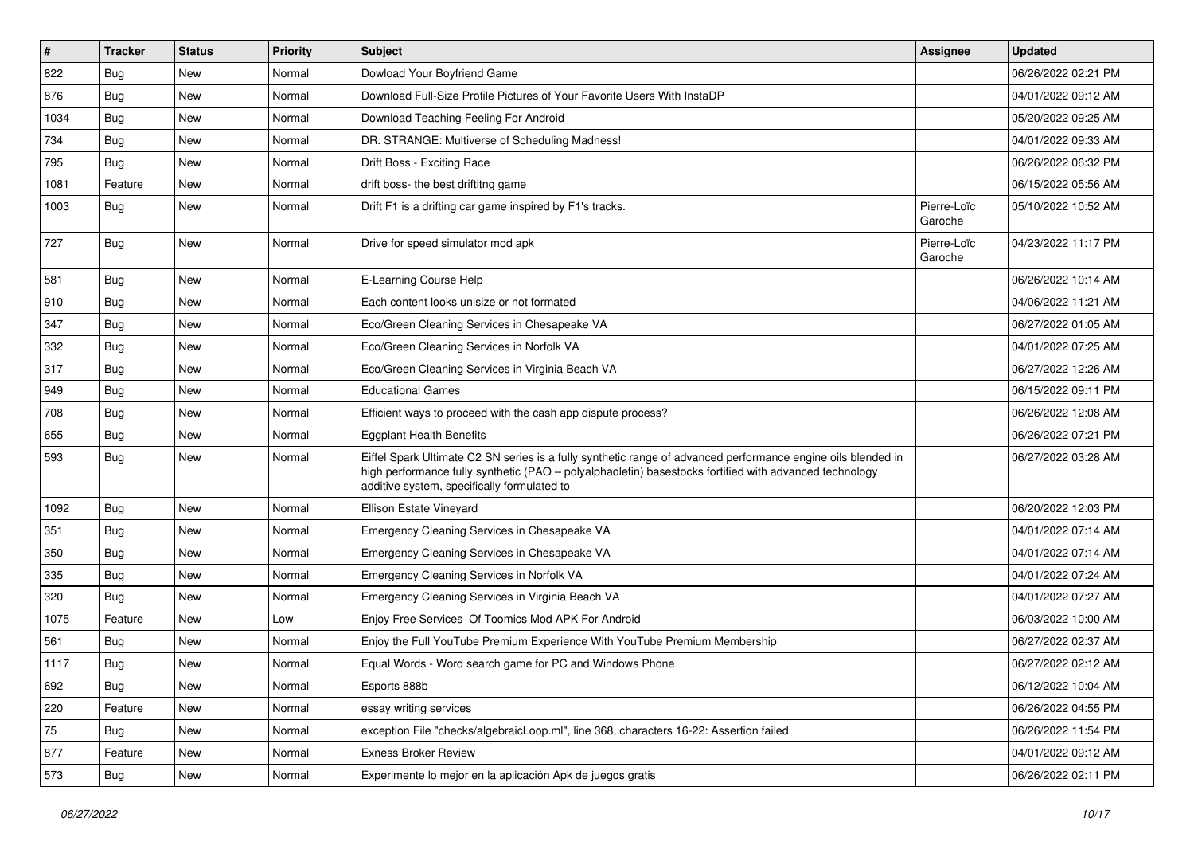| # | Tracker | Status | Priority | Subject | Assignee | Updated |
|---|---|---|---|---|---|---|
| 822 | Bug | New | Normal | Dowload Your Boyfriend Game | | 06/26/2022 02:21 PM |
| 876 | Bug | New | Normal | Download Full-Size Profile Pictures of Your Favorite Users With InstaDP | | 04/01/2022 09:12 AM |
| 1034 | Bug | New | Normal | Download Teaching Feeling For Android | | 05/20/2022 09:25 AM |
| 734 | Bug | New | Normal | DR. STRANGE: Multiverse of Scheduling Madness! | | 04/01/2022 09:33 AM |
| 795 | Bug | New | Normal | Drift Boss - Exciting Race | | 06/26/2022 06:32 PM |
| 1081 | Feature | New | Normal | drift boss- the best driftitng game | | 06/15/2022 05:56 AM |
| 1003 | Bug | New | Normal | Drift F1 is a drifting car game inspired by F1's tracks. | Pierre-Loïc Garoche | 05/10/2022 10:52 AM |
| 727 | Bug | New | Normal | Drive for speed simulator mod apk | Pierre-Loïc Garoche | 04/23/2022 11:17 PM |
| 581 | Bug | New | Normal | E-Learning Course Help | | 06/26/2022 10:14 AM |
| 910 | Bug | New | Normal | Each content looks unisize or not formated | | 04/06/2022 11:21 AM |
| 347 | Bug | New | Normal | Eco/Green Cleaning Services in Chesapeake VA | | 06/27/2022 01:05 AM |
| 332 | Bug | New | Normal | Eco/Green Cleaning Services in Norfolk VA | | 04/01/2022 07:25 AM |
| 317 | Bug | New | Normal | Eco/Green Cleaning Services in Virginia Beach VA | | 06/27/2022 12:26 AM |
| 949 | Bug | New | Normal | Educational Games | | 06/15/2022 09:11 PM |
| 708 | Bug | New | Normal | Efficient ways to proceed with the cash app dispute process? | | 06/26/2022 12:08 AM |
| 655 | Bug | New | Normal | Eggplant Health Benefits | | 06/26/2022 07:21 PM |
| 593 | Bug | New | Normal | Eiffel Spark Ultimate C2 SN series is a fully synthetic range of advanced performance engine oils blended in high performance fully synthetic (PAO – polyalphaolefin) basestocks fortified with advanced technology additive system, specifically formulated to | | 06/27/2022 03:28 AM |
| 1092 | Bug | New | Normal | Ellison Estate Vineyard | | 06/20/2022 12:03 PM |
| 351 | Bug | New | Normal | Emergency Cleaning Services in Chesapeake VA | | 04/01/2022 07:14 AM |
| 350 | Bug | New | Normal | Emergency Cleaning Services in Chesapeake VA | | 04/01/2022 07:14 AM |
| 335 | Bug | New | Normal | Emergency Cleaning Services in Norfolk VA | | 04/01/2022 07:24 AM |
| 320 | Bug | New | Normal | Emergency Cleaning Services in Virginia Beach VA | | 04/01/2022 07:27 AM |
| 1075 | Feature | New | Low | Enjoy Free Services Of Toomics Mod APK For Android | | 06/03/2022 10:00 AM |
| 561 | Bug | New | Normal | Enjoy the Full YouTube Premium Experience With YouTube Premium Membership | | 06/27/2022 02:37 AM |
| 1117 | Bug | New | Normal | Equal Words - Word search game for PC and Windows Phone | | 06/27/2022 02:12 AM |
| 692 | Bug | New | Normal | Esports 888b | | 06/12/2022 10:04 AM |
| 220 | Feature | New | Normal | essay writing services | | 06/26/2022 04:55 PM |
| 75 | Bug | New | Normal | exception File "checks/algebraicLoop.ml", line 368, characters 16-22: Assertion failed | | 06/26/2022 11:54 PM |
| 877 | Feature | New | Normal | Exness Broker Review | | 04/01/2022 09:12 AM |
| 573 | Bug | New | Normal | Experimente lo mejor en la aplicación Apk de juegos gratis | | 06/26/2022 02:11 PM |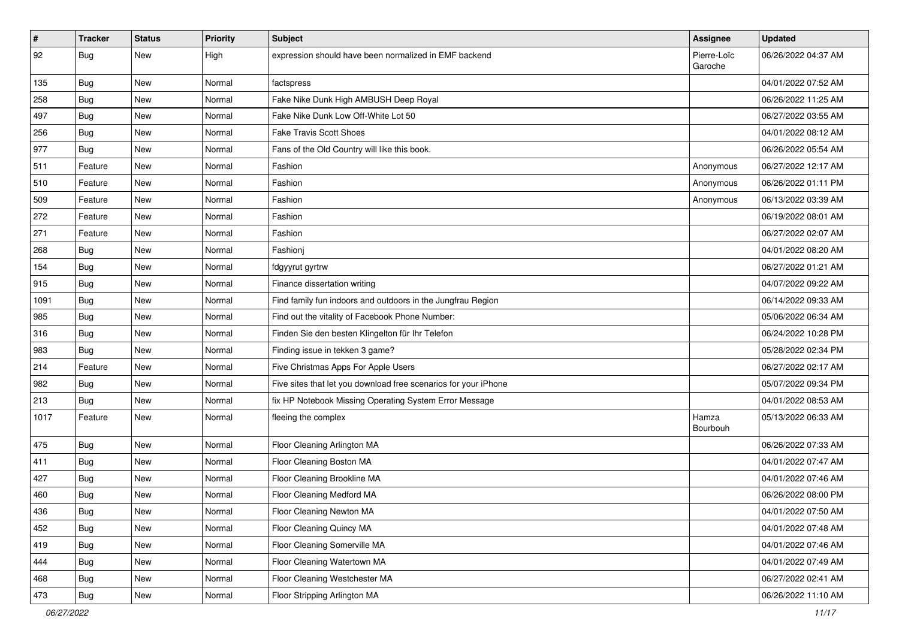| # | Tracker | Status | Priority | Subject | Assignee | Updated |
| --- | --- | --- | --- | --- | --- | --- |
| 92 | Bug | New | High | expression should have been normalized in EMF backend | Pierre-Loïc Garoche | 06/26/2022 04:37 AM |
| 135 | Bug | New | Normal | factspress | | 04/01/2022 07:52 AM |
| 258 | Bug | New | Normal | Fake Nike Dunk High AMBUSH Deep Royal | | 06/26/2022 11:25 AM |
| 497 | Bug | New | Normal | Fake Nike Dunk Low Off-White Lot 50 | | 06/27/2022 03:55 AM |
| 256 | Bug | New | Normal | Fake Travis Scott Shoes | | 04/01/2022 08:12 AM |
| 977 | Bug | New | Normal | Fans of the Old Country will like this book. | | 06/26/2022 05:54 AM |
| 511 | Feature | New | Normal | Fashion | Anonymous | 06/27/2022 12:17 AM |
| 510 | Feature | New | Normal | Fashion | Anonymous | 06/26/2022 01:11 PM |
| 509 | Feature | New | Normal | Fashion | Anonymous | 06/13/2022 03:39 AM |
| 272 | Feature | New | Normal | Fashion | | 06/19/2022 08:01 AM |
| 271 | Feature | New | Normal | Fashion | | 06/27/2022 02:07 AM |
| 268 | Bug | New | Normal | Fashionj | | 04/01/2022 08:20 AM |
| 154 | Bug | New | Normal | fdgyyrut gyrtrw | | 06/27/2022 01:21 AM |
| 915 | Bug | New | Normal | Finance dissertation writing | | 04/07/2022 09:22 AM |
| 1091 | Bug | New | Normal | Find family fun indoors and outdoors in the Jungfrau Region | | 06/14/2022 09:33 AM |
| 985 | Bug | New | Normal | Find out the vitality of Facebook Phone Number: | | 05/06/2022 06:34 AM |
| 316 | Bug | New | Normal | Finden Sie den besten Klingelton für Ihr Telefon | | 06/24/2022 10:28 PM |
| 983 | Bug | New | Normal | Finding issue in tekken 3 game? | | 05/28/2022 02:34 PM |
| 214 | Feature | New | Normal | Five Christmas Apps For Apple Users | | 06/27/2022 02:17 AM |
| 982 | Bug | New | Normal | Five sites that let you download free scenarios for your iPhone | | 05/07/2022 09:34 PM |
| 213 | Bug | New | Normal | fix HP Notebook Missing Operating System Error Message | | 04/01/2022 08:53 AM |
| 1017 | Feature | New | Normal | fleeing the complex | Hamza Bourbouh | 05/13/2022 06:33 AM |
| 475 | Bug | New | Normal | Floor Cleaning Arlington MA | | 06/26/2022 07:33 AM |
| 411 | Bug | New | Normal | Floor Cleaning Boston MA | | 04/01/2022 07:47 AM |
| 427 | Bug | New | Normal | Floor Cleaning Brookline MA | | 04/01/2022 07:46 AM |
| 460 | Bug | New | Normal | Floor Cleaning Medford MA | | 06/26/2022 08:00 PM |
| 436 | Bug | New | Normal | Floor Cleaning Newton MA | | 04/01/2022 07:50 AM |
| 452 | Bug | New | Normal | Floor Cleaning Quincy MA | | 04/01/2022 07:48 AM |
| 419 | Bug | New | Normal | Floor Cleaning Somerville MA | | 04/01/2022 07:46 AM |
| 444 | Bug | New | Normal | Floor Cleaning Watertown MA | | 04/01/2022 07:49 AM |
| 468 | Bug | New | Normal | Floor Cleaning Westchester MA | | 06/27/2022 02:41 AM |
| 473 | Bug | New | Normal | Floor Stripping Arlington MA | | 06/26/2022 11:10 AM |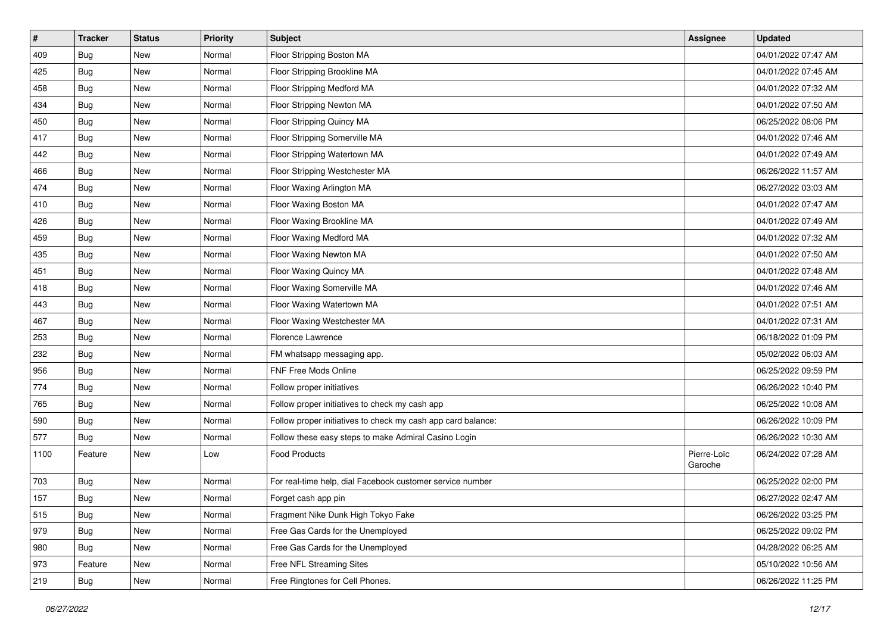| # | Tracker | Status | Priority | Subject | Assignee | Updated |
| --- | --- | --- | --- | --- | --- | --- |
| 409 | Bug | New | Normal | Floor Stripping Boston MA | | 04/01/2022 07:47 AM |
| 425 | Bug | New | Normal | Floor Stripping Brookline MA | | 04/01/2022 07:45 AM |
| 458 | Bug | New | Normal | Floor Stripping Medford MA | | 04/01/2022 07:32 AM |
| 434 | Bug | New | Normal | Floor Stripping Newton MA | | 04/01/2022 07:50 AM |
| 450 | Bug | New | Normal | Floor Stripping Quincy MA | | 06/25/2022 08:06 PM |
| 417 | Bug | New | Normal | Floor Stripping Somerville MA | | 04/01/2022 07:46 AM |
| 442 | Bug | New | Normal | Floor Stripping Watertown MA | | 04/01/2022 07:49 AM |
| 466 | Bug | New | Normal | Floor Stripping Westchester MA | | 06/26/2022 11:57 AM |
| 474 | Bug | New | Normal | Floor Waxing Arlington MA | | 06/27/2022 03:03 AM |
| 410 | Bug | New | Normal | Floor Waxing Boston MA | | 04/01/2022 07:47 AM |
| 426 | Bug | New | Normal | Floor Waxing Brookline MA | | 04/01/2022 07:49 AM |
| 459 | Bug | New | Normal | Floor Waxing Medford MA | | 04/01/2022 07:32 AM |
| 435 | Bug | New | Normal | Floor Waxing Newton MA | | 04/01/2022 07:50 AM |
| 451 | Bug | New | Normal | Floor Waxing Quincy MA | | 04/01/2022 07:48 AM |
| 418 | Bug | New | Normal | Floor Waxing Somerville MA | | 04/01/2022 07:46 AM |
| 443 | Bug | New | Normal | Floor Waxing Watertown MA | | 04/01/2022 07:51 AM |
| 467 | Bug | New | Normal | Floor Waxing Westchester MA | | 04/01/2022 07:31 AM |
| 253 | Bug | New | Normal | Florence Lawrence | | 06/18/2022 01:09 PM |
| 232 | Bug | New | Normal | FM whatsapp messaging app. | | 05/02/2022 06:03 AM |
| 956 | Bug | New | Normal | FNF Free Mods Online | | 06/25/2022 09:59 PM |
| 774 | Bug | New | Normal | Follow proper initiatives | | 06/26/2022 10:40 PM |
| 765 | Bug | New | Normal | Follow proper initiatives to check my cash app | | 06/25/2022 10:08 AM |
| 590 | Bug | New | Normal | Follow proper initiatives to check my cash app card balance: | | 06/26/2022 10:09 PM |
| 577 | Bug | New | Normal | Follow these easy steps to make Admiral Casino Login | | 06/26/2022 10:30 AM |
| 1100 | Feature | New | Low | Food Products | Pierre-Loïc Garoche | 06/24/2022 07:28 AM |
| 703 | Bug | New | Normal | For real-time help, dial Facebook customer service number | | 06/25/2022 02:00 PM |
| 157 | Bug | New | Normal | Forget cash app pin | | 06/27/2022 02:47 AM |
| 515 | Bug | New | Normal | Fragment Nike Dunk High Tokyo Fake | | 06/26/2022 03:25 PM |
| 979 | Bug | New | Normal | Free Gas Cards for the Unemployed | | 06/25/2022 09:02 PM |
| 980 | Bug | New | Normal | Free Gas Cards for the Unemployed | | 04/28/2022 06:25 AM |
| 973 | Feature | New | Normal | Free NFL Streaming Sites | | 05/10/2022 10:56 AM |
| 219 | Bug | New | Normal | Free Ringtones for Cell Phones. | | 06/26/2022 11:25 PM |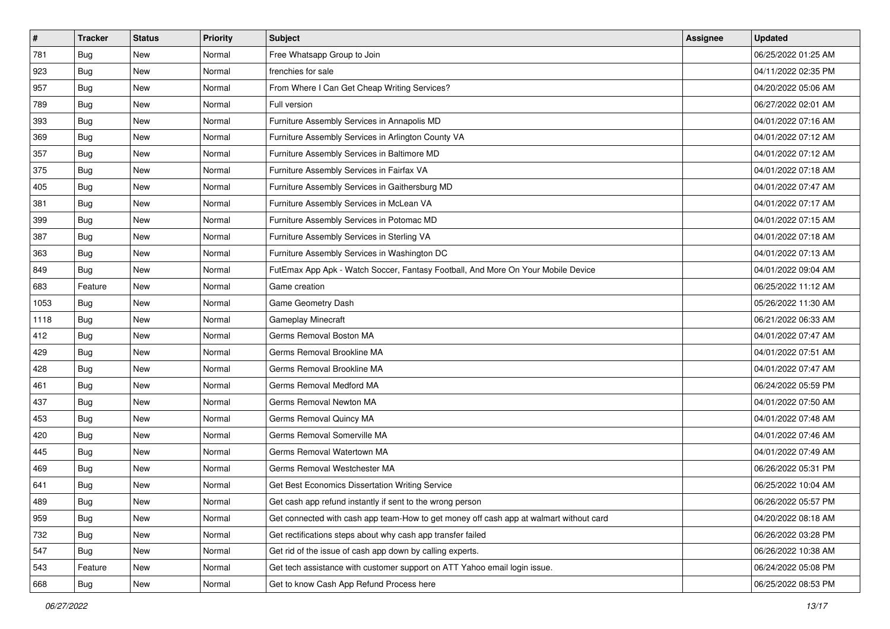| # | Tracker | Status | Priority | Subject | Assignee | Updated |
| --- | --- | --- | --- | --- | --- | --- |
| 781 | Bug | New | Normal | Free Whatsapp Group to Join | | 06/25/2022 01:25 AM |
| 923 | Bug | New | Normal | frenchies for sale | | 04/11/2022 02:35 PM |
| 957 | Bug | New | Normal | From Where I Can Get Cheap Writing Services? | | 04/20/2022 05:06 AM |
| 789 | Bug | New | Normal | Full version | | 06/27/2022 02:01 AM |
| 393 | Bug | New | Normal | Furniture Assembly Services in Annapolis MD | | 04/01/2022 07:16 AM |
| 369 | Bug | New | Normal | Furniture Assembly Services in Arlington County VA | | 04/01/2022 07:12 AM |
| 357 | Bug | New | Normal | Furniture Assembly Services in Baltimore MD | | 04/01/2022 07:12 AM |
| 375 | Bug | New | Normal | Furniture Assembly Services in Fairfax VA | | 04/01/2022 07:18 AM |
| 405 | Bug | New | Normal | Furniture Assembly Services in Gaithersburg MD | | 04/01/2022 07:47 AM |
| 381 | Bug | New | Normal | Furniture Assembly Services in McLean VA | | 04/01/2022 07:17 AM |
| 399 | Bug | New | Normal | Furniture Assembly Services in Potomac MD | | 04/01/2022 07:15 AM |
| 387 | Bug | New | Normal | Furniture Assembly Services in Sterling VA | | 04/01/2022 07:18 AM |
| 363 | Bug | New | Normal | Furniture Assembly Services in Washington DC | | 04/01/2022 07:13 AM |
| 849 | Bug | New | Normal | FutEmax App Apk - Watch Soccer, Fantasy Football, And More On Your Mobile Device | | 04/01/2022 09:04 AM |
| 683 | Feature | New | Normal | Game creation | | 06/25/2022 11:12 AM |
| 1053 | Bug | New | Normal | Game Geometry Dash | | 05/26/2022 11:30 AM |
| 1118 | Bug | New | Normal | Gameplay Minecraft | | 06/21/2022 06:33 AM |
| 412 | Bug | New | Normal | Germs Removal Boston MA | | 04/01/2022 07:47 AM |
| 429 | Bug | New | Normal | Germs Removal Brookline MA | | 04/01/2022 07:51 AM |
| 428 | Bug | New | Normal | Germs Removal Brookline MA | | 04/01/2022 07:47 AM |
| 461 | Bug | New | Normal | Germs Removal Medford MA | | 06/24/2022 05:59 PM |
| 437 | Bug | New | Normal | Germs Removal Newton MA | | 04/01/2022 07:50 AM |
| 453 | Bug | New | Normal | Germs Removal Quincy MA | | 04/01/2022 07:48 AM |
| 420 | Bug | New | Normal | Germs Removal Somerville MA | | 04/01/2022 07:46 AM |
| 445 | Bug | New | Normal | Germs Removal Watertown MA | | 04/01/2022 07:49 AM |
| 469 | Bug | New | Normal | Germs Removal Westchester MA | | 06/26/2022 05:31 PM |
| 641 | Bug | New | Normal | Get Best Economics Dissertation Writing Service | | 06/25/2022 10:04 AM |
| 489 | Bug | New | Normal | Get cash app refund instantly if sent to the wrong person | | 06/26/2022 05:57 PM |
| 959 | Bug | New | Normal | Get connected with cash app team-How to get money off cash app at walmart without card | | 04/20/2022 08:18 AM |
| 732 | Bug | New | Normal | Get rectifications steps about why cash app transfer failed | | 06/26/2022 03:28 PM |
| 547 | Bug | New | Normal | Get rid of the issue of cash app down by calling experts. | | 06/26/2022 10:38 AM |
| 543 | Feature | New | Normal | Get tech assistance with customer support on ATT Yahoo email login issue. | | 06/24/2022 05:08 PM |
| 668 | Bug | New | Normal | Get to know Cash App Refund Process here | | 06/25/2022 08:53 PM |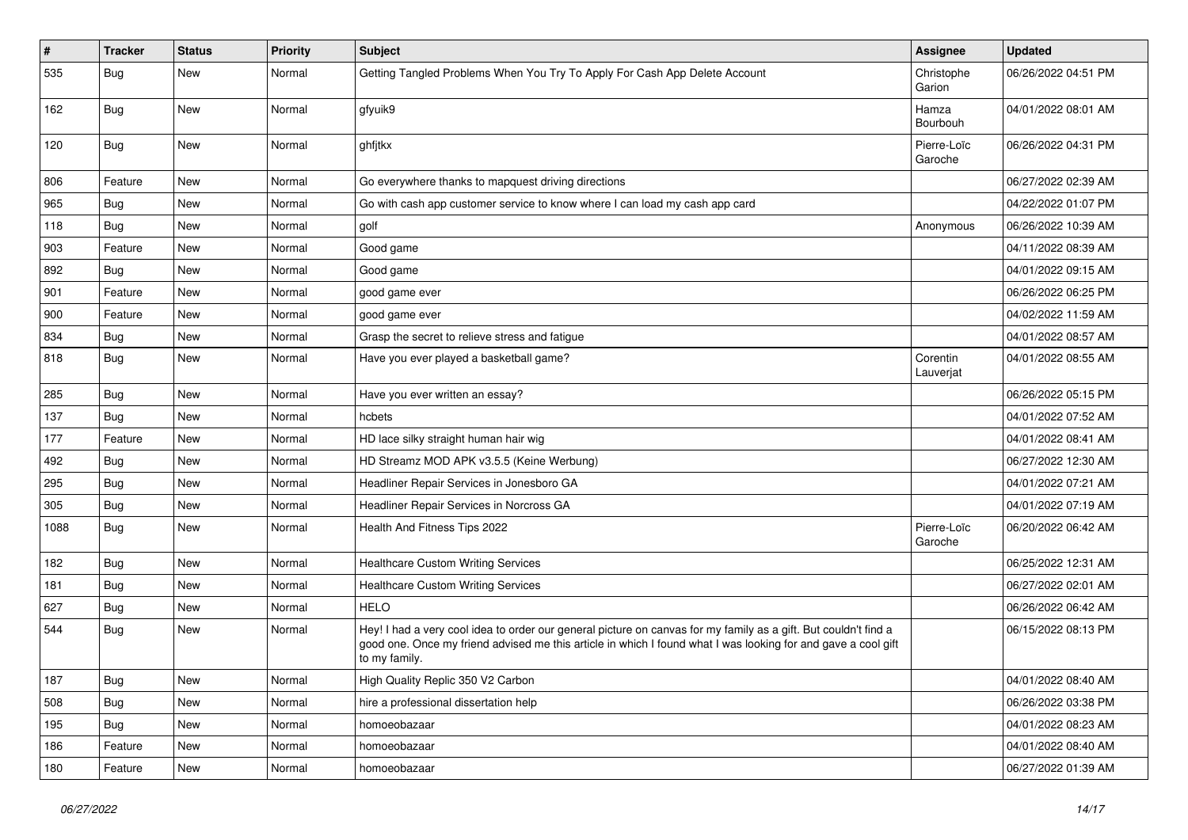| # | Tracker | Status | Priority | Subject | Assignee | Updated |
| --- | --- | --- | --- | --- | --- | --- |
| 535 | Bug | New | Normal | Getting Tangled Problems When You Try To Apply For Cash App Delete Account | Christophe Garion | 06/26/2022 04:51 PM |
| 162 | Bug | New | Normal | gfyuik9 | Hamza Bourbouh | 04/01/2022 08:01 AM |
| 120 | Bug | New | Normal | ghfjtkx | Pierre-Loïc Garoche | 06/26/2022 04:31 PM |
| 806 | Feature | New | Normal | Go everywhere thanks to mapquest driving directions | | 06/27/2022 02:39 AM |
| 965 | Bug | New | Normal | Go with cash app customer service to know where I can load my cash app card | | 04/22/2022 01:07 PM |
| 118 | Bug | New | Normal | golf | Anonymous | 06/26/2022 10:39 AM |
| 903 | Feature | New | Normal | Good game | | 04/11/2022 08:39 AM |
| 892 | Bug | New | Normal | Good game | | 04/01/2022 09:15 AM |
| 901 | Feature | New | Normal | good game ever | | 06/26/2022 06:25 PM |
| 900 | Feature | New | Normal | good game ever | | 04/02/2022 11:59 AM |
| 834 | Bug | New | Normal | Grasp the secret to relieve stress and fatigue | | 04/01/2022 08:57 AM |
| 818 | Bug | New | Normal | Have you ever played a basketball game? | Corentin Lauverjat | 04/01/2022 08:55 AM |
| 285 | Bug | New | Normal | Have you ever written an essay? | | 06/26/2022 05:15 PM |
| 137 | Bug | New | Normal | hcbets | | 04/01/2022 07:52 AM |
| 177 | Feature | New | Normal | HD lace silky straight human hair wig | | 04/01/2022 08:41 AM |
| 492 | Bug | New | Normal | HD Streamz MOD APK v3.5.5 (Keine Werbung) | | 06/27/2022 12:30 AM |
| 295 | Bug | New | Normal | Headliner Repair Services in Jonesboro GA | | 04/01/2022 07:21 AM |
| 305 | Bug | New | Normal | Headliner Repair Services in Norcross GA | | 04/01/2022 07:19 AM |
| 1088 | Bug | New | Normal | Health And Fitness Tips 2022 | Pierre-Loïc Garoche | 06/20/2022 06:42 AM |
| 182 | Bug | New | Normal | Healthcare Custom Writing Services | | 06/25/2022 12:31 AM |
| 181 | Bug | New | Normal | Healthcare Custom Writing Services | | 06/27/2022 02:01 AM |
| 627 | Bug | New | Normal | HELO | | 06/26/2022 06:42 AM |
| 544 | Bug | New | Normal | Hey! I had a very cool idea to order our general picture on canvas for my family as a gift. But couldn't find a good one. Once my friend advised me this article in which I found what I was looking for and gave a cool gift to my family. | | 06/15/2022 08:13 PM |
| 187 | Bug | New | Normal | High Quality Replic 350 V2 Carbon | | 04/01/2022 08:40 AM |
| 508 | Bug | New | Normal | hire a professional dissertation help | | 06/26/2022 03:38 PM |
| 195 | Bug | New | Normal | homoeobazaar | | 04/01/2022 08:23 AM |
| 186 | Feature | New | Normal | homoeobazaar | | 04/01/2022 08:40 AM |
| 180 | Feature | New | Normal | homoeobazaar | | 06/27/2022 01:39 AM |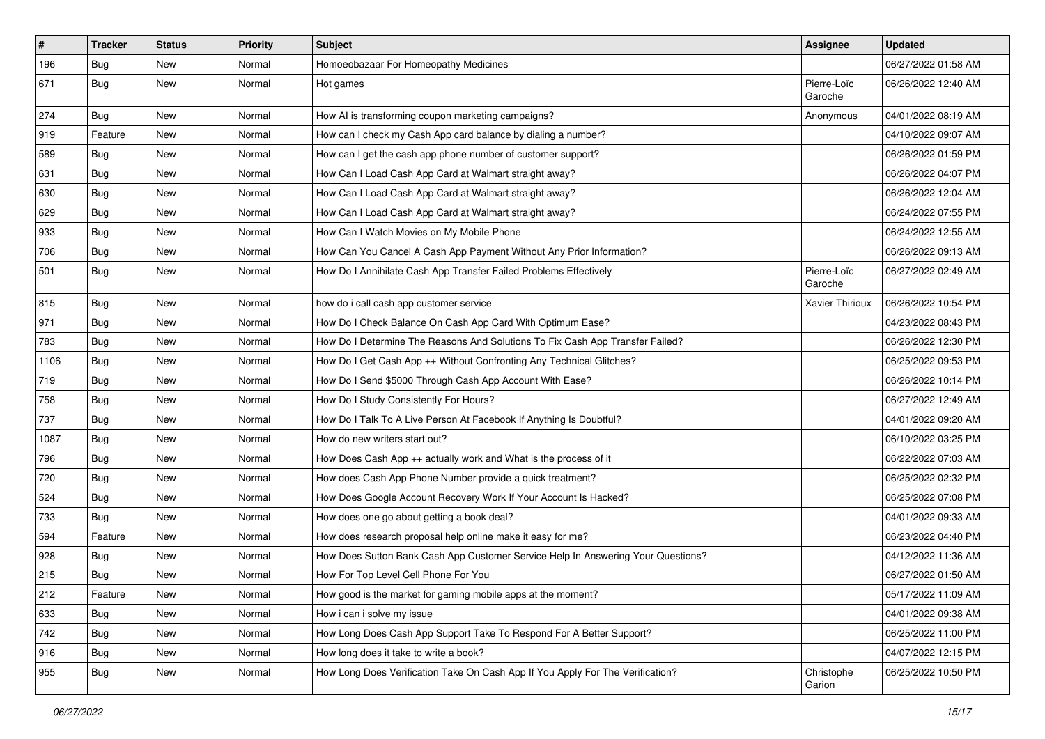| # | Tracker | Status | Priority | Subject | Assignee | Updated |
|---|---|---|---|---|---|---|
| 196 | Bug | New | Normal | Homoeobazaar For Homeopathy Medicines | | 06/27/2022 01:58 AM |
| 671 | Bug | New | Normal | Hot games | Pierre-Loïc Garoche | 06/26/2022 12:40 AM |
| 274 | Bug | New | Normal | How AI is transforming coupon marketing campaigns? | Anonymous | 04/01/2022 08:19 AM |
| 919 | Feature | New | Normal | How can I check my Cash App card balance by dialing a number? | | 04/10/2022 09:07 AM |
| 589 | Bug | New | Normal | How can I get the cash app phone number of customer support? | | 06/26/2022 01:59 PM |
| 631 | Bug | New | Normal | How Can I Load Cash App Card at Walmart straight away? | | 06/26/2022 04:07 PM |
| 630 | Bug | New | Normal | How Can I Load Cash App Card at Walmart straight away? | | 06/26/2022 12:04 AM |
| 629 | Bug | New | Normal | How Can I Load Cash App Card at Walmart straight away? | | 06/24/2022 07:55 PM |
| 933 | Bug | New | Normal | How Can I Watch Movies on My Mobile Phone | | 06/24/2022 12:55 AM |
| 706 | Bug | New | Normal | How Can You Cancel A Cash App Payment Without Any Prior Information? | | 06/26/2022 09:13 AM |
| 501 | Bug | New | Normal | How Do I Annihilate Cash App Transfer Failed Problems Effectively | Pierre-Loïc Garoche | 06/27/2022 02:49 AM |
| 815 | Bug | New | Normal | how do i call cash app customer service | Xavier Thirioux | 06/26/2022 10:54 PM |
| 971 | Bug | New | Normal | How Do I Check Balance On Cash App Card With Optimum Ease? | | 04/23/2022 08:43 PM |
| 783 | Bug | New | Normal | How Do I Determine The Reasons And Solutions To Fix Cash App Transfer Failed? | | 06/26/2022 12:30 PM |
| 1106 | Bug | New | Normal | How Do I Get Cash App ++ Without Confronting Any Technical Glitches? | | 06/25/2022 09:53 PM |
| 719 | Bug | New | Normal | How Do I Send $5000 Through Cash App Account With Ease? | | 06/26/2022 10:14 PM |
| 758 | Bug | New | Normal | How Do I Study Consistently For Hours? | | 06/27/2022 12:49 AM |
| 737 | Bug | New | Normal | How Do I Talk To A Live Person At Facebook If Anything Is Doubtful? | | 04/01/2022 09:20 AM |
| 1087 | Bug | New | Normal | How do new writers start out? | | 06/10/2022 03:25 PM |
| 796 | Bug | New | Normal | How Does Cash App ++ actually work and What is the process of it | | 06/22/2022 07:03 AM |
| 720 | Bug | New | Normal | How does Cash App Phone Number provide a quick treatment? | | 06/25/2022 02:32 PM |
| 524 | Bug | New | Normal | How Does Google Account Recovery Work If Your Account Is Hacked? | | 06/25/2022 07:08 PM |
| 733 | Bug | New | Normal | How does one go about getting a book deal? | | 04/01/2022 09:33 AM |
| 594 | Feature | New | Normal | How does research proposal help online make it easy for me? | | 06/23/2022 04:40 PM |
| 928 | Bug | New | Normal | How Does Sutton Bank Cash App Customer Service Help In Answering Your Questions? | | 04/12/2022 11:36 AM |
| 215 | Bug | New | Normal | How For Top Level Cell Phone For You | | 06/27/2022 01:50 AM |
| 212 | Feature | New | Normal | How good is the market for gaming mobile apps at the moment? | | 05/17/2022 11:09 AM |
| 633 | Bug | New | Normal | How i can i solve my issue | | 04/01/2022 09:38 AM |
| 742 | Bug | New | Normal | How Long Does Cash App Support Take To Respond For A Better Support? | | 06/25/2022 11:00 PM |
| 916 | Bug | New | Normal | How long does it take to write a book? | | 04/07/2022 12:15 PM |
| 955 | Bug | New | Normal | How Long Does Verification Take On Cash App If You Apply For The Verification? | Christophe Garion | 06/25/2022 10:50 PM |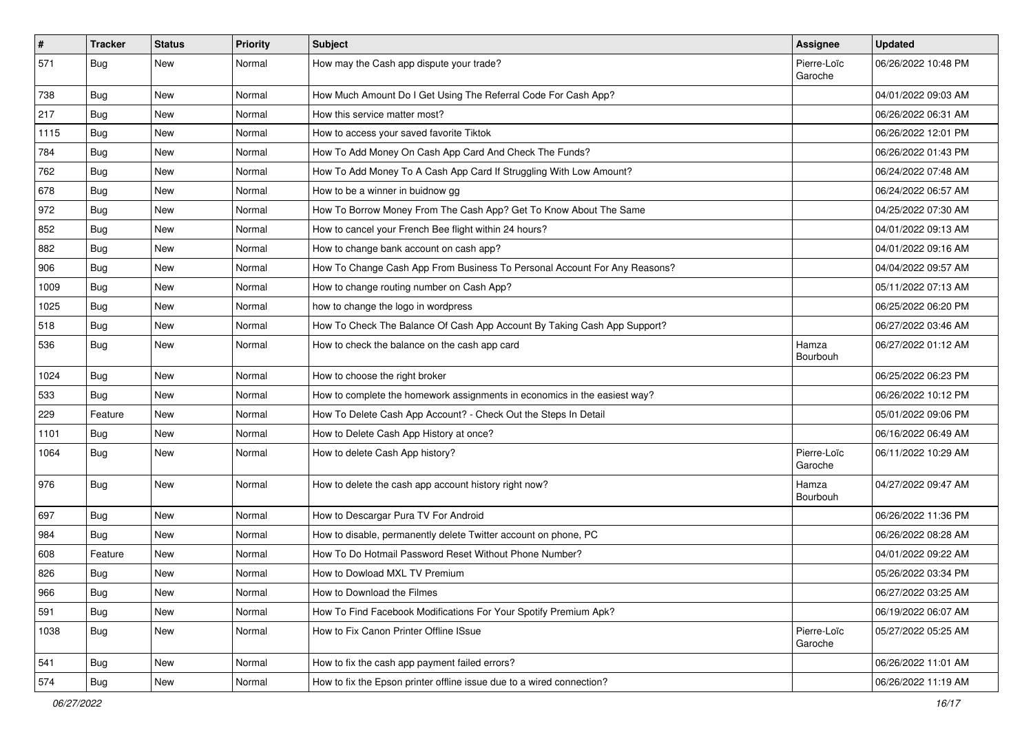| # | Tracker | Status | Priority | Subject | Assignee | Updated |
|---|---|---|---|---|---|---|
| 571 | Bug | New | Normal | How may the Cash app dispute your trade? | Pierre-Loïc Garoche | 06/26/2022 10:48 PM |
| 738 | Bug | New | Normal | How Much Amount Do I Get Using The Referral Code For Cash App? | | 04/01/2022 09:03 AM |
| 217 | Bug | New | Normal | How this service matter most? | | 06/26/2022 06:31 AM |
| 1115 | Bug | New | Normal | How to access your saved favorite Tiktok | | 06/26/2022 12:01 PM |
| 784 | Bug | New | Normal | How To Add Money On Cash App Card And Check The Funds? | | 06/26/2022 01:43 PM |
| 762 | Bug | New | Normal | How To Add Money To A Cash App Card If Struggling With Low Amount? | | 06/24/2022 07:48 AM |
| 678 | Bug | New | Normal | How to be a winner in buidnow gg | | 06/24/2022 06:57 AM |
| 972 | Bug | New | Normal | How To Borrow Money From The Cash App? Get To Know About The Same | | 04/25/2022 07:30 AM |
| 852 | Bug | New | Normal | How to cancel your French Bee flight within 24 hours? | | 04/01/2022 09:13 AM |
| 882 | Bug | New | Normal | How to change bank account on cash app? | | 04/01/2022 09:16 AM |
| 906 | Bug | New | Normal | How To Change Cash App From Business To Personal Account For Any Reasons? | | 04/04/2022 09:57 AM |
| 1009 | Bug | New | Normal | How to change routing number on Cash App? | | 05/11/2022 07:13 AM |
| 1025 | Bug | New | Normal | how to change the logo in wordpress | | 06/25/2022 06:20 PM |
| 518 | Bug | New | Normal | How To Check The Balance Of Cash App Account By Taking Cash App Support? | | 06/27/2022 03:46 AM |
| 536 | Bug | New | Normal | How to check the balance on the cash app card | Hamza Bourbouh | 06/27/2022 01:12 AM |
| 1024 | Bug | New | Normal | How to choose the right broker | | 06/25/2022 06:23 PM |
| 533 | Bug | New | Normal | How to complete the homework assignments in economics in the easiest way? | | 06/26/2022 10:12 PM |
| 229 | Feature | New | Normal | How To Delete Cash App Account? - Check Out the Steps In Detail | | 05/01/2022 09:06 PM |
| 1101 | Bug | New | Normal | How to Delete Cash App History at once? | | 06/16/2022 06:49 AM |
| 1064 | Bug | New | Normal | How to delete Cash App history? | Pierre-Loïc Garoche | 06/11/2022 10:29 AM |
| 976 | Bug | New | Normal | How to delete the cash app account history right now? | Hamza Bourbouh | 04/27/2022 09:47 AM |
| 697 | Bug | New | Normal | How to Descargar Pura TV For Android | | 06/26/2022 11:36 PM |
| 984 | Bug | New | Normal | How to disable, permanently delete Twitter account on phone, PC | | 06/26/2022 08:28 AM |
| 608 | Feature | New | Normal | How To Do Hotmail Password Reset Without Phone Number? | | 04/01/2022 09:22 AM |
| 826 | Bug | New | Normal | How to Dowload MXL TV Premium | | 05/26/2022 03:34 PM |
| 966 | Bug | New | Normal | How to Download the Filmes | | 06/27/2022 03:25 AM |
| 591 | Bug | New | Normal | How To Find Facebook Modifications For Your Spotify Premium Apk? | | 06/19/2022 06:07 AM |
| 1038 | Bug | New | Normal | How to Fix Canon Printer Offline ISsue | Pierre-Loïc Garoche | 05/27/2022 05:25 AM |
| 541 | Bug | New | Normal | How to fix the cash app payment failed errors? | | 06/26/2022 11:01 AM |
| 574 | Bug | New | Normal | How to fix the Epson printer offline issue due to a wired connection? | | 06/26/2022 11:19 AM |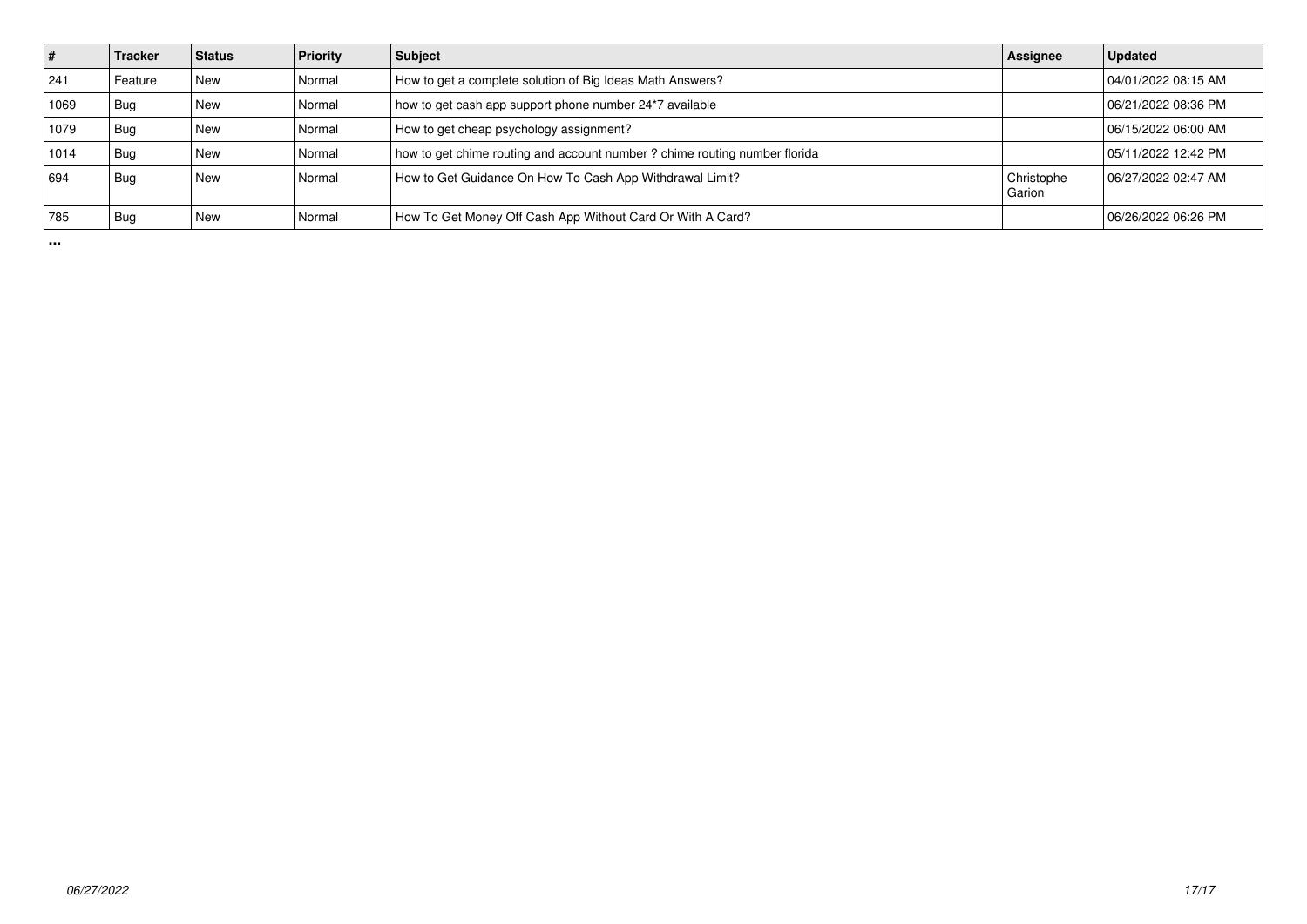| # | Tracker | Status | Priority | Subject | Assignee | Updated |
|---|---|---|---|---|---|---|
| 241 | Feature | New | Normal | How to get a complete solution of Big Ideas Math Answers? | | 04/01/2022 08:15 AM |
| 1069 | Bug | New | Normal | how to get cash app support phone number 24*7 available | | 06/21/2022 08:36 PM |
| 1079 | Bug | New | Normal | How to get cheap psychology assignment? | | 06/15/2022 06:00 AM |
| 1014 | Bug | New | Normal | how to get chime routing and account number ? chime routing number florida | | 05/11/2022 12:42 PM |
| 694 | Bug | New | Normal | How to Get Guidance On How To Cash App Withdrawal Limit? | Christophe Garion | 06/27/2022 02:47 AM |
| 785 | Bug | New | Normal | How To Get Money Off Cash App Without Card Or With A Card? | | 06/26/2022 06:26 PM |

...